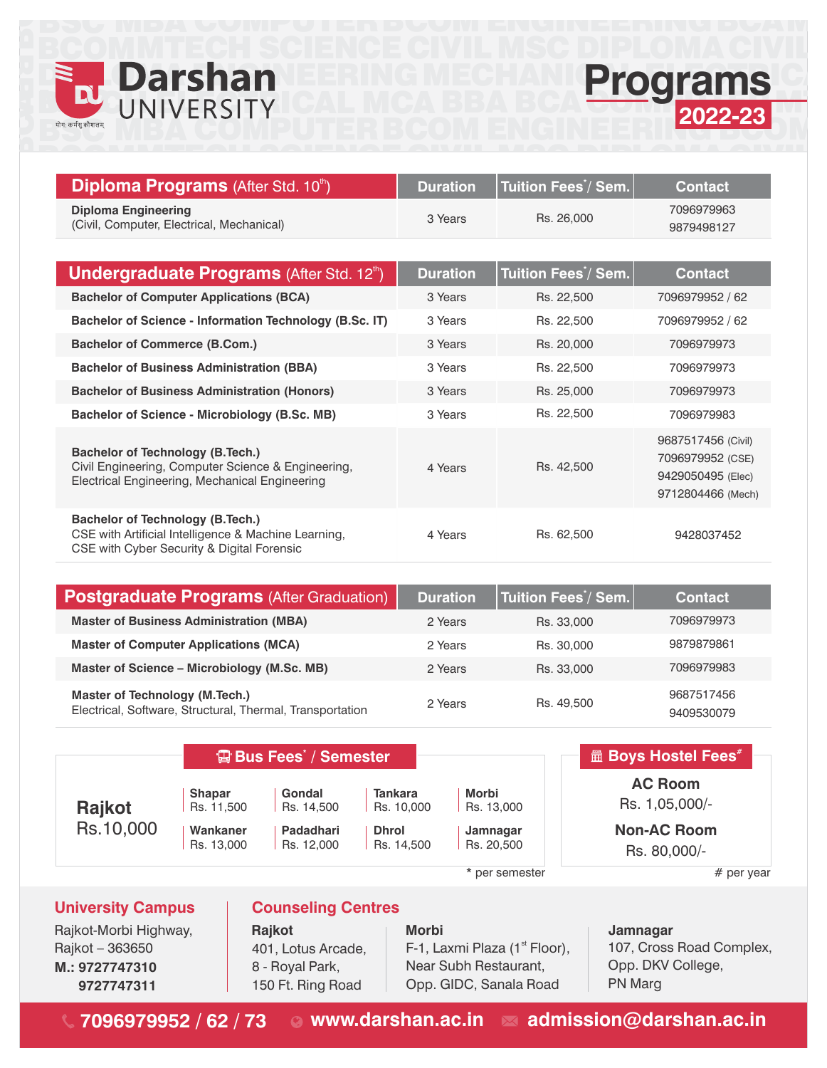# Darshan UNIVERSITY

योगः कर्मसु कौशलम्

# Programs 2022-23

| Diploma Programs (After Std. 10th) | Duration | Tuition Fees* / Sem. | Contact |
|---|---|---|---|
| **Diploma Engineering** (Civil, Computer, Electrical, Mechanical) | 3 Years | Rs. 26,000 | 7096979963, 9879498127 |

| Undergraduate Programs (After Std. 12th) | Duration | Tuition Fees* / Sem. | Contact |
|---|---|---|---|
| **Bachelor of Computer Applications (BCA)** | 3 Years | Rs. 22,500 | 7096979952 / 62 |
| **Bachelor of Science - Information Technology (B.Sc. IT)** | 3 Years | Rs. 22,500 | 7096979952 / 62 |
| **Bachelor of Commerce (B.Com.)** | 3 Years | Rs. 20,000 | 7096979973 |
| **Bachelor of Business Administration (BBA)** | 3 Years | Rs. 22,500 | 7096979973 |
| **Bachelor of Business Administration (Honors)** | 3 Years | Rs. 25,000 | 7096979973 |
| **Bachelor of Science - Microbiology (B.Sc. MB)** | 3 Years | Rs. 22,500 | 7096979983 |
| **Bachelor of Technology (B.Tech.)** Civil Engineering, Computer Science & Engineering, Electrical Engineering, Mechanical Engineering | 4 Years | Rs. 42,500 | 9687517456 (Civil), 7096979952 (CSE), 9429050495 (Elec), 9712804466 (Mech) |
| **Bachelor of Technology (B.Tech.)** CSE with Artificial Intelligence & Machine Learning, CSE with Cyber Security & Digital Forensic | 4 Years | Rs. 62,500 | 9428037452 |

| Postgraduate Programs (After Graduation) | Duration | Tuition Fees* / Sem. | Contact |
|---|---|---|---|
| **Master of Business Administration (MBA)** | 2 Years | Rs. 33,000 | 7096979973 |
| **Master of Computer Applications (MCA)** | 2 Years | Rs. 30,000 | 9879879861 |
| **Master of Science – Microbiology (M.Sc. MB)** | 2 Years | Rs. 33,000 | 7096979983 |
| **Master of Technology (M.Tech.)** Electrical, Software, Structural, Thermal, Transportation | 2 Years | Rs. 49,500 | 9687517456, 9409530079 |

## Bus Fees* / Semester

**Rajkot** Rs.10,000

| Location | Fees |
|---|---|
| Shapar | Rs. 11,500 |
| Gondal | Rs. 14,500 |
| Tankara | Rs. 10,000 |
| Morbi | Rs. 13,000 |
| Wankaner | Rs. 13,000 |
| Padadhari | Rs. 12,000 |
| Dhrol | Rs. 14,500 |
| Jamnagar | Rs. 20,500 |

* per semester

## Boys Hostel Fees#

**AC Room**
Rs. 1,05,000/-

**Non-AC Room**
Rs. 80,000/-

# per year

## University Campus

Rajkot-Morbi Highway,
Rajkot – 363650
**M.: 9727747310**
**9727747311**

## Counseling Centres

**Rajkot**
401, Lotus Arcade,
8 - Royal Park,
150 Ft. Ring Road

**Morbi**
F-1, Laxmi Plaza (1st Floor),
Near Subh Restaurant,
Opp. GIDC, Sanala Road

**Jamnagar**
107, Cross Road Complex,
Opp. DKV College,
PN Marg

**7096979952 / 62 / 73** | **www.darshan.ac.in** | **admission@darshan.ac.in**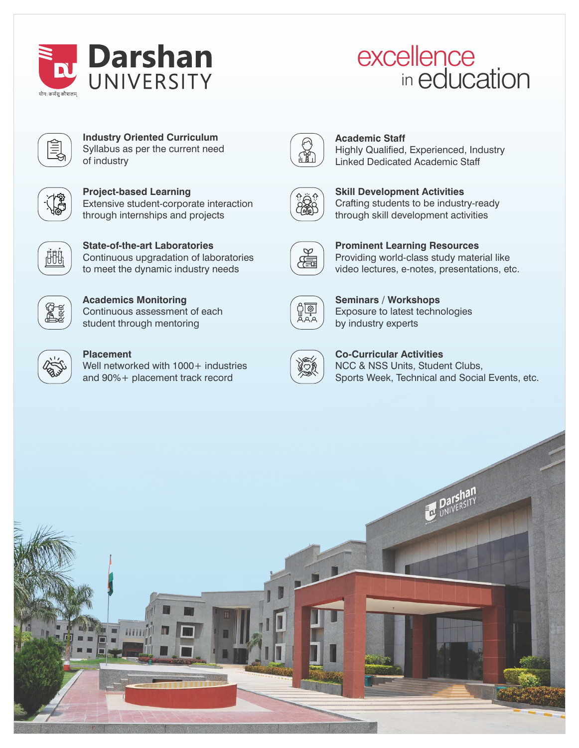# Darshan UNIVERSITY

योग: कर्मसु कौशलम्

## excellence in education

**Industry Oriented Curriculum**
Syllabus as per the current need of industry

**Academic Staff**
Highly Qualified, Experienced, Industry Linked Dedicated Academic Staff

**Project-based Learning**
Extensive student-corporate interaction through internships and projects

**Skill Development Activities**
Crafting students to be industry-ready through skill development activities

**State-of-the-art Laboratories**
Continuous upgradation of laboratories to meet the dynamic industry needs

**Prominent Learning Resources**
Providing world-class study material like video lectures, e-notes, presentations, etc.

**Academics Monitoring**
Continuous assessment of each student through mentoring

**Seminars / Workshops**
Exposure to latest technologies by industry experts

**Placement**
Well networked with 1000+ industries and 90%+ placement track record

**Co-Curricular Activities**
NCC & NSS Units, Student Clubs, Sports Week, Technical and Social Events, etc.